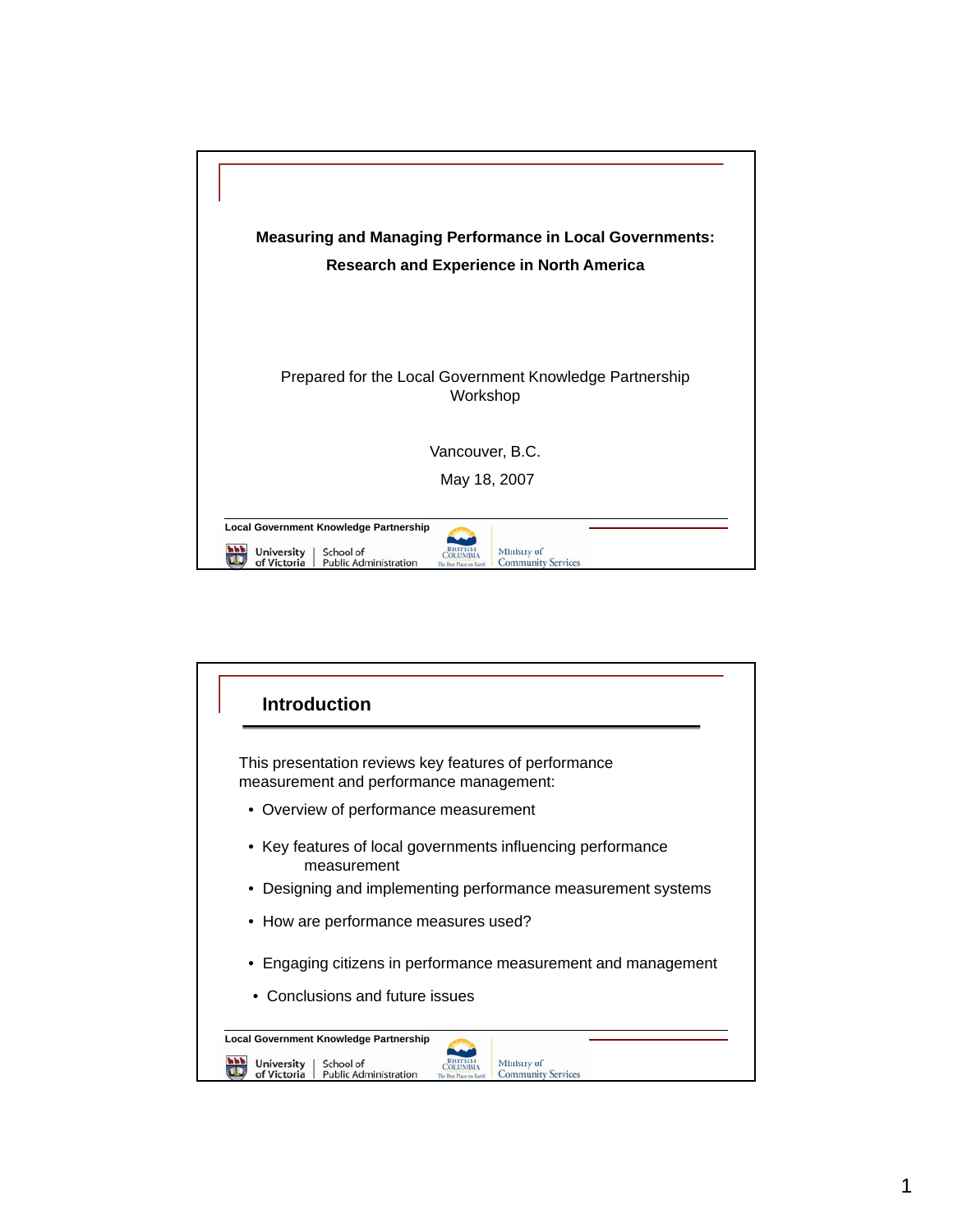# Measuring and Managing Performance in Local Governments: Research and Experience in North America

Prepared for the Local Government Knowledge Partnership Workshop

Vancouver, B.C.

May 18, 2007

Local Government Knowledge Partnership

University of Victoria | School of Public Administration

British Columbia — Ministry of Community Services

## Introduction

This presentation reviews key features of performance measurement and performance management:

- Overview of performance measurement
- Key features of local governments influencing performance measurement
- Designing and implementing performance measurement systems
- How are performance measures used?
- Engaging citizens in performance measurement and management
- Conclusions and future issues

Local Government Knowledge Partnership

University of Victoria | School of Public Administration

British Columbia — Ministry of Community Services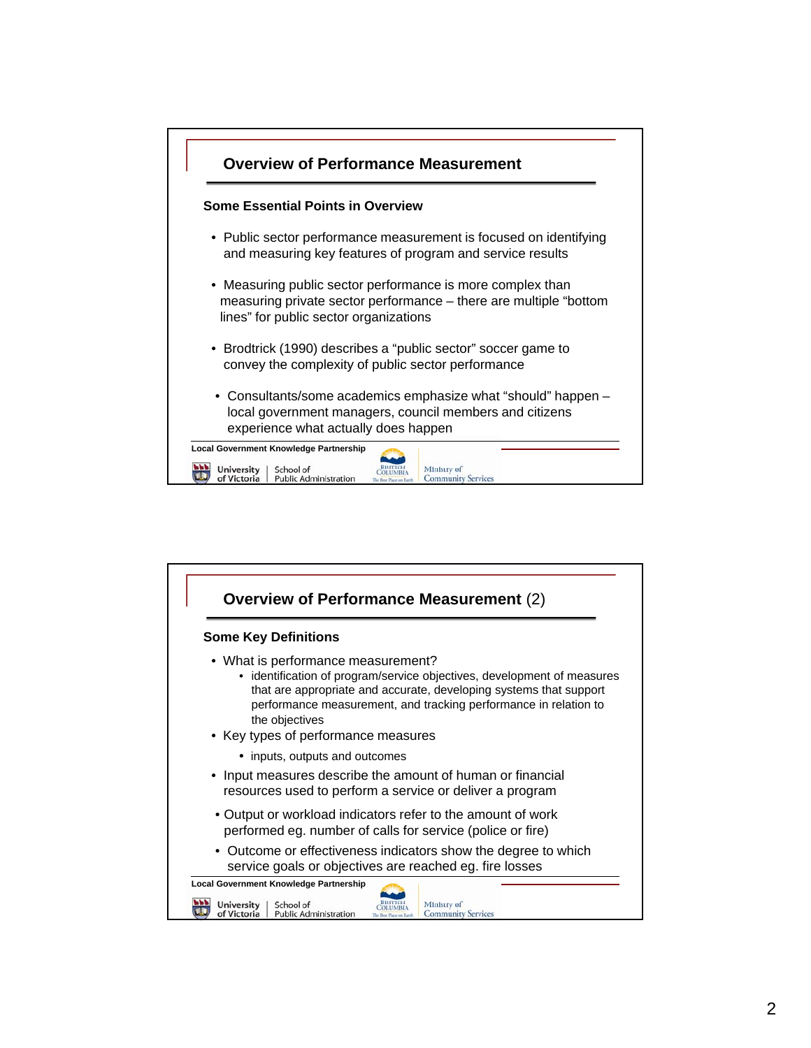## Overview of Performance Measurement

**Some Essential Points in Overview**

- Public sector performance measurement is focused on identifying and measuring key features of program and service results
- Measuring public sector performance is more complex than measuring private sector performance – there are multiple "bottom lines" for public sector organizations
- Brodtrick (1990) describes a "public sector" soccer game to convey the complexity of public sector performance
- Consultants/some academics emphasize what "should" happen – local government managers, council members and citizens experience what actually does happen

Local Government Knowledge Partnership

University of Victoria | School of Public Administration — British Columbia, The Best Place on Earth — Ministry of Community Services

## Overview of Performance Measurement (2)

**Some Key Definitions**

- What is performance measurement?
  - identification of program/service objectives, development of measures that are appropriate and accurate, developing systems that support performance measurement, and tracking performance in relation to the objectives
- Key types of performance measures
  - inputs, outputs and outcomes
- Input measures describe the amount of human or financial resources used to perform a service or deliver a program
- Output or workload indicators refer to the amount of work performed eg. number of calls for service (police or fire)
- Outcome or effectiveness indicators show the degree to which service goals or objectives are reached eg. fire losses

Local Government Knowledge Partnership

University of Victoria | School of Public Administration — British Columbia, The Best Place on Earth — Ministry of Community Services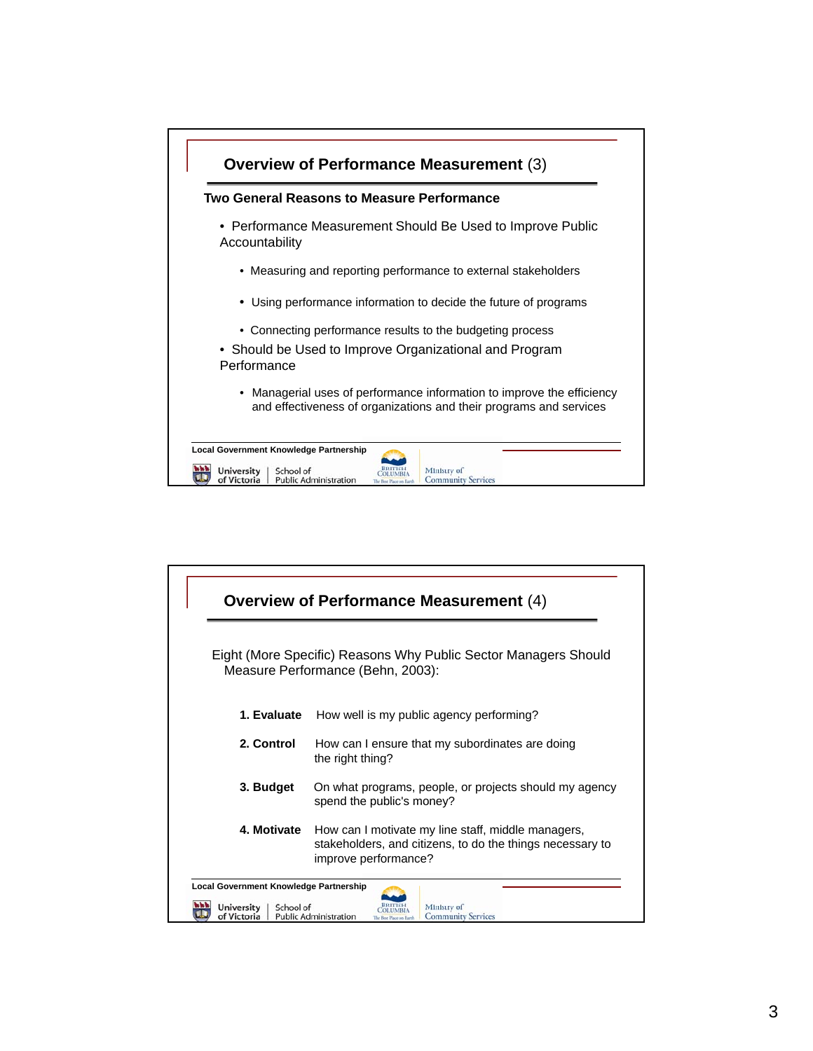## Overview of Performance Measurement (3)

**Two General Reasons to Measure Performance**

- Performance Measurement Should Be Used to Improve Public Accountability
  - Measuring and reporting performance to external stakeholders
  - Using performance information to decide the future of programs
  - Connecting performance results to the budgeting process
- Should be Used to Improve Organizational and Program Performance
  - Managerial uses of performance information to improve the efficiency and effectiveness of organizations and their programs and services

Local Government Knowledge Partnership

University of Victoria | School of Public Administration — British Columbia, Ministry of Community Services

## Overview of Performance Measurement (4)

Eight (More Specific) Reasons Why Public Sector Managers Should Measure Performance (Behn, 2003):

1. **Evaluate** How well is my public agency performing?
2. **Control** How can I ensure that my subordinates are doing the right thing?
3. **Budget** On what programs, people, or projects should my agency spend the public's money?
4. **Motivate** How can I motivate my line staff, middle managers, stakeholders, and citizens, to do the things necessary to improve performance?

Local Government Knowledge Partnership

University of Victoria | School of Public Administration — British Columbia, Ministry of Community Services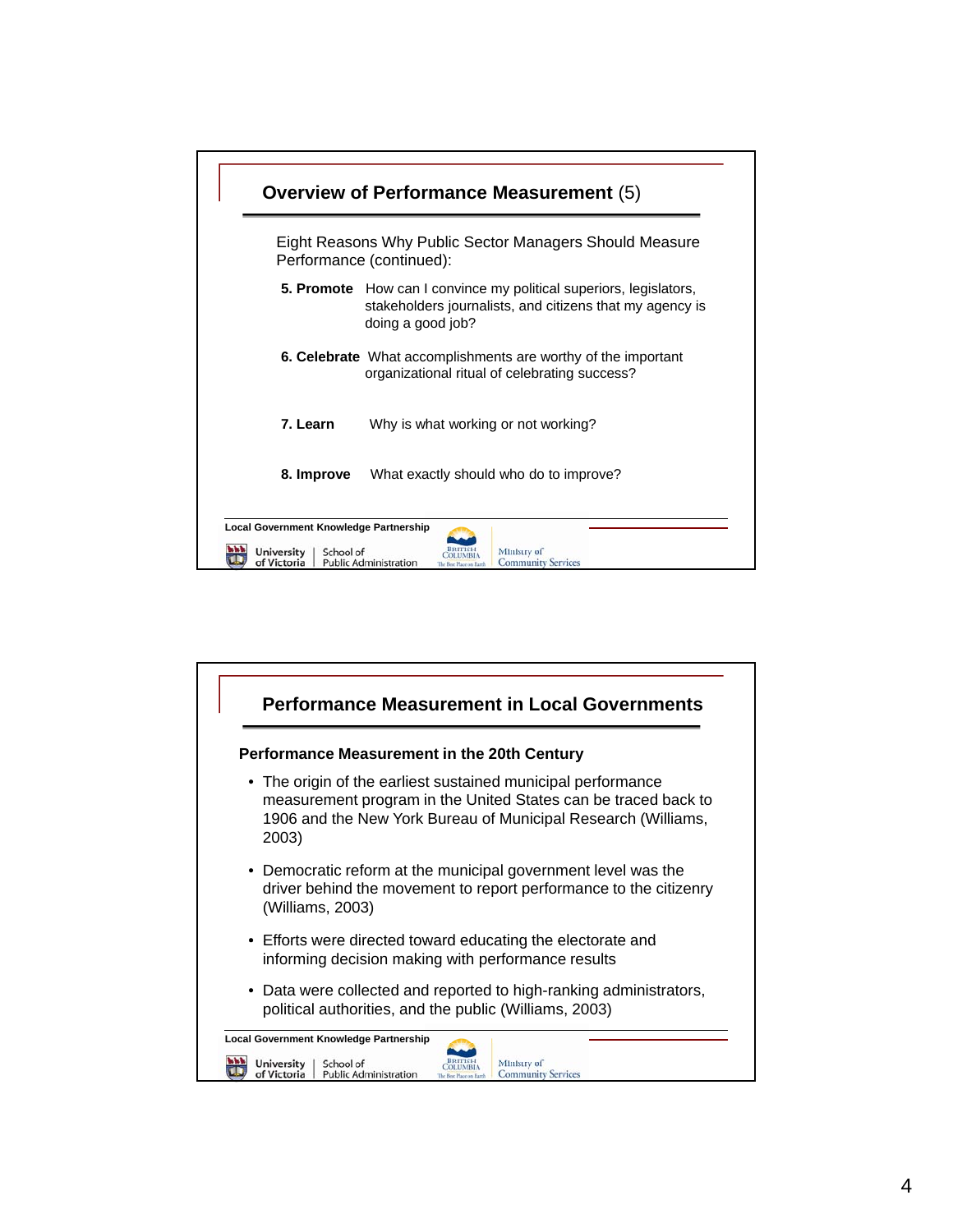## Overview of Performance Measurement (5)

Eight Reasons Why Public Sector Managers Should Measure Performance (continued):

**5. Promote** How can I convince my political superiors, legislators, stakeholders journalists, and citizens that my agency is doing a good job?

**6. Celebrate** What accomplishments are worthy of the important organizational ritual of celebrating success?

**7. Learn** Why is what working or not working?

**8. Improve** What exactly should who do to improve?

Local Government Knowledge Partnership

University of Victoria | School of Public Administration

British Columbia – Ministry of Community Services

## Performance Measurement in Local Governments

### Performance Measurement in the 20th Century

- The origin of the earliest sustained municipal performance measurement program in the United States can be traced back to 1906 and the New York Bureau of Municipal Research (Williams, 2003)
- Democratic reform at the municipal government level was the driver behind the movement to report performance to the citizenry (Williams, 2003)
- Efforts were directed toward educating the electorate and informing decision making with performance results
- Data were collected and reported to high-ranking administrators, political authorities, and the public (Williams, 2003)

Local Government Knowledge Partnership

University of Victoria | School of Public Administration

British Columbia – Ministry of Community Services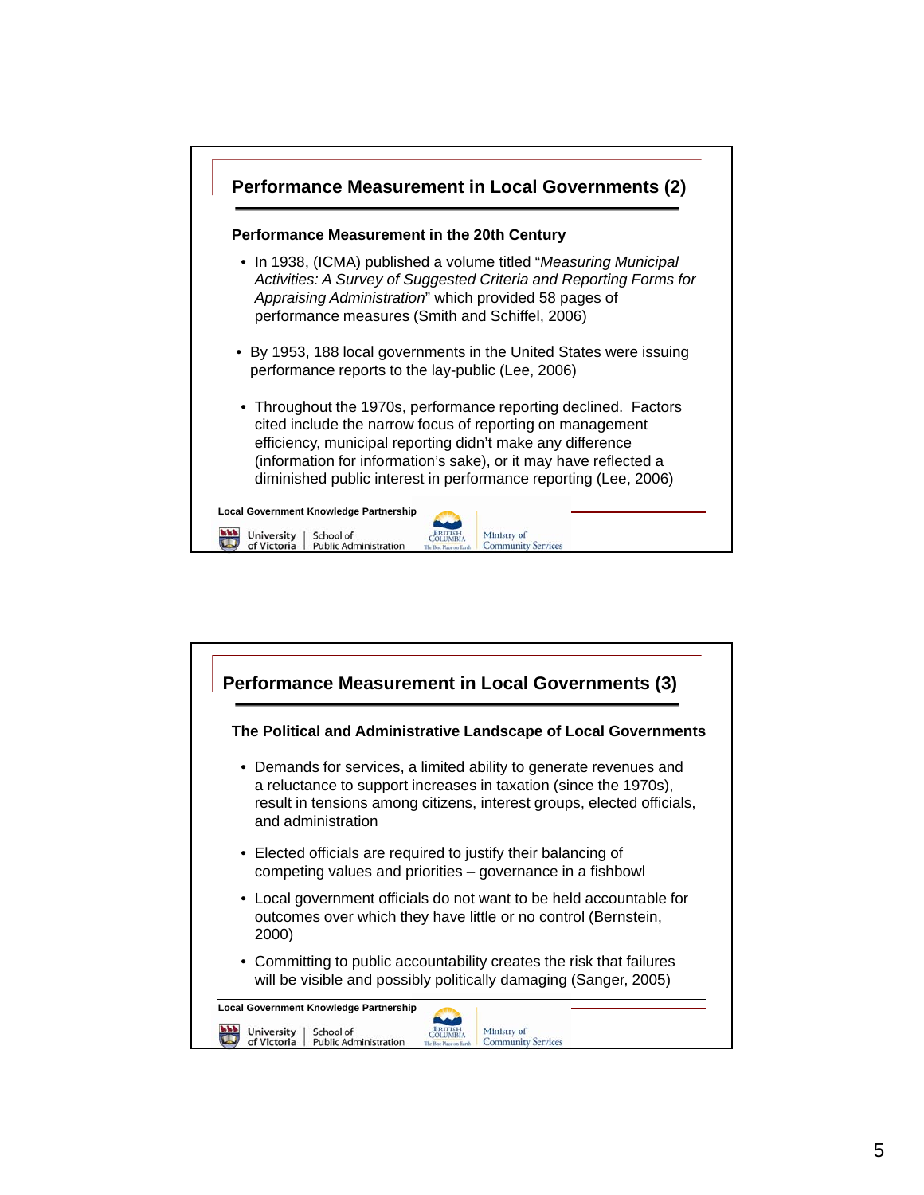## Performance Measurement in Local Governments (2)

### Performance Measurement in the 20th Century

- In 1938, (ICMA) published a volume titled "*Measuring Municipal Activities: A Survey of Suggested Criteria and Reporting Forms for Appraising Administration*" which provided 58 pages of performance measures (Smith and Schiffel, 2006)
- By 1953, 188 local governments in the United States were issuing performance reports to the lay-public (Lee, 2006)
- Throughout the 1970s, performance reporting declined. Factors cited include the narrow focus of reporting on management efficiency, municipal reporting didn't make any difference (information for information's sake), or it may have reflected a diminished public interest in performance reporting (Lee, 2006)

Local Government Knowledge Partnership

University of Victoria | School of Public Administration

British Columbia — Ministry of Community Services

## Performance Measurement in Local Governments (3)

### The Political and Administrative Landscape of Local Governments

- Demands for services, a limited ability to generate revenues and a reluctance to support increases in taxation (since the 1970s), result in tensions among citizens, interest groups, elected officials, and administration
- Elected officials are required to justify their balancing of competing values and priorities – governance in a fishbowl
- Local government officials do not want to be held accountable for outcomes over which they have little or no control (Bernstein, 2000)
- Committing to public accountability creates the risk that failures will be visible and possibly politically damaging (Sanger, 2005)

Local Government Knowledge Partnership

University of Victoria | School of Public Administration

British Columbia — Ministry of Community Services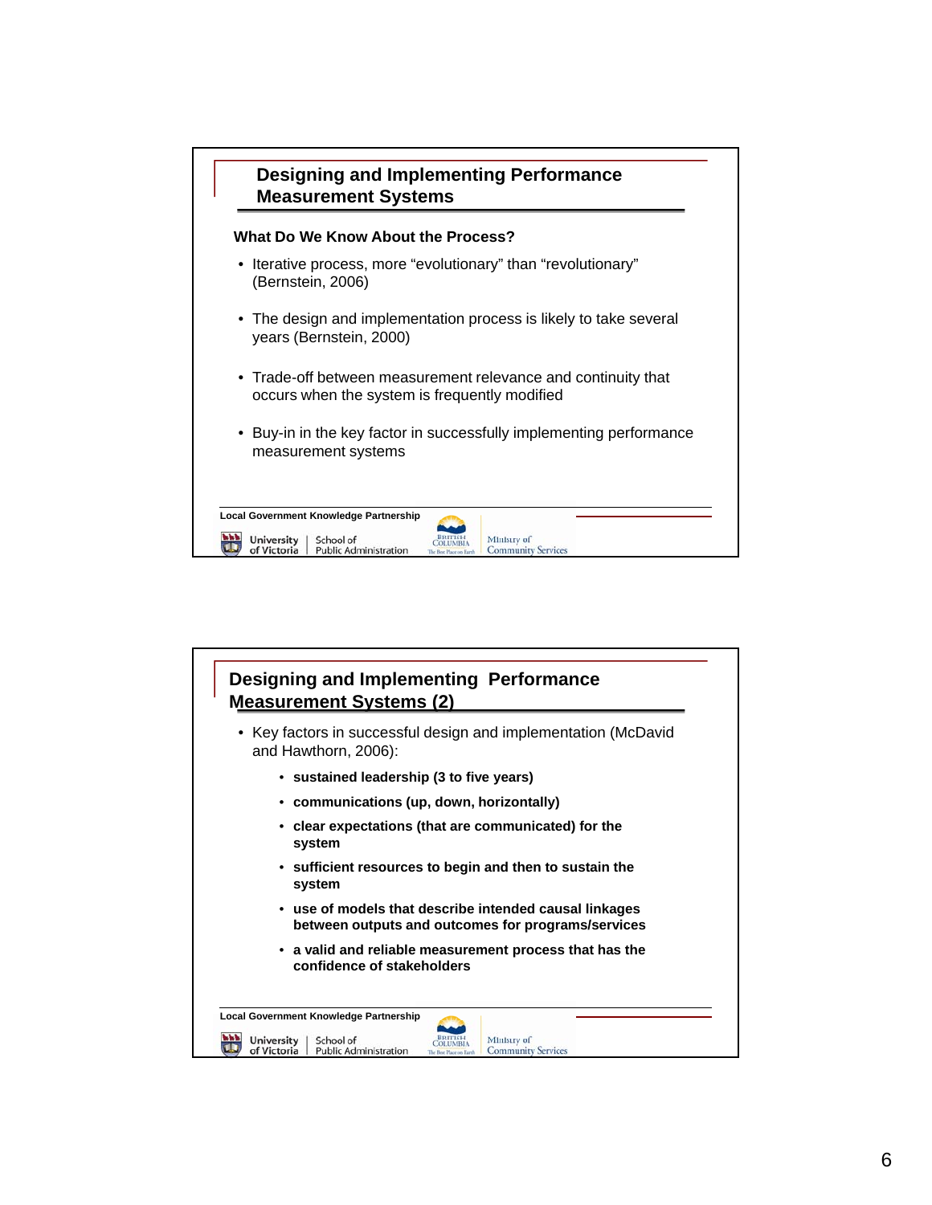## Designing and Implementing Performance Measurement Systems

**What Do We Know About the Process?**

- Iterative process, more "evolutionary" than "revolutionary" (Bernstein, 2006)
- The design and implementation process is likely to take several years (Bernstein, 2000)
- Trade-off between measurement relevance and continuity that occurs when the system is frequently modified
- Buy-in in the key factor in successfully implementing performance measurement systems

Local Government Knowledge Partnership

University of Victoria | School of Public Administration

British Columbia — Ministry of Community Services

## Designing and Implementing Performance Measurement Systems (2)

- Key factors in successful design and implementation (McDavid and Hawthorn, 2006):
  - **sustained leadership (3 to five years)**
  - **communications (up, down, horizontally)**
  - **clear expectations (that are communicated) for the system**
  - **sufficient resources to begin and then to sustain the system**
  - **use of models that describe intended causal linkages between outputs and outcomes for programs/services**
  - **a valid and reliable measurement process that has the confidence of stakeholders**

Local Government Knowledge Partnership

University of Victoria | School of Public Administration

British Columbia — Ministry of Community Services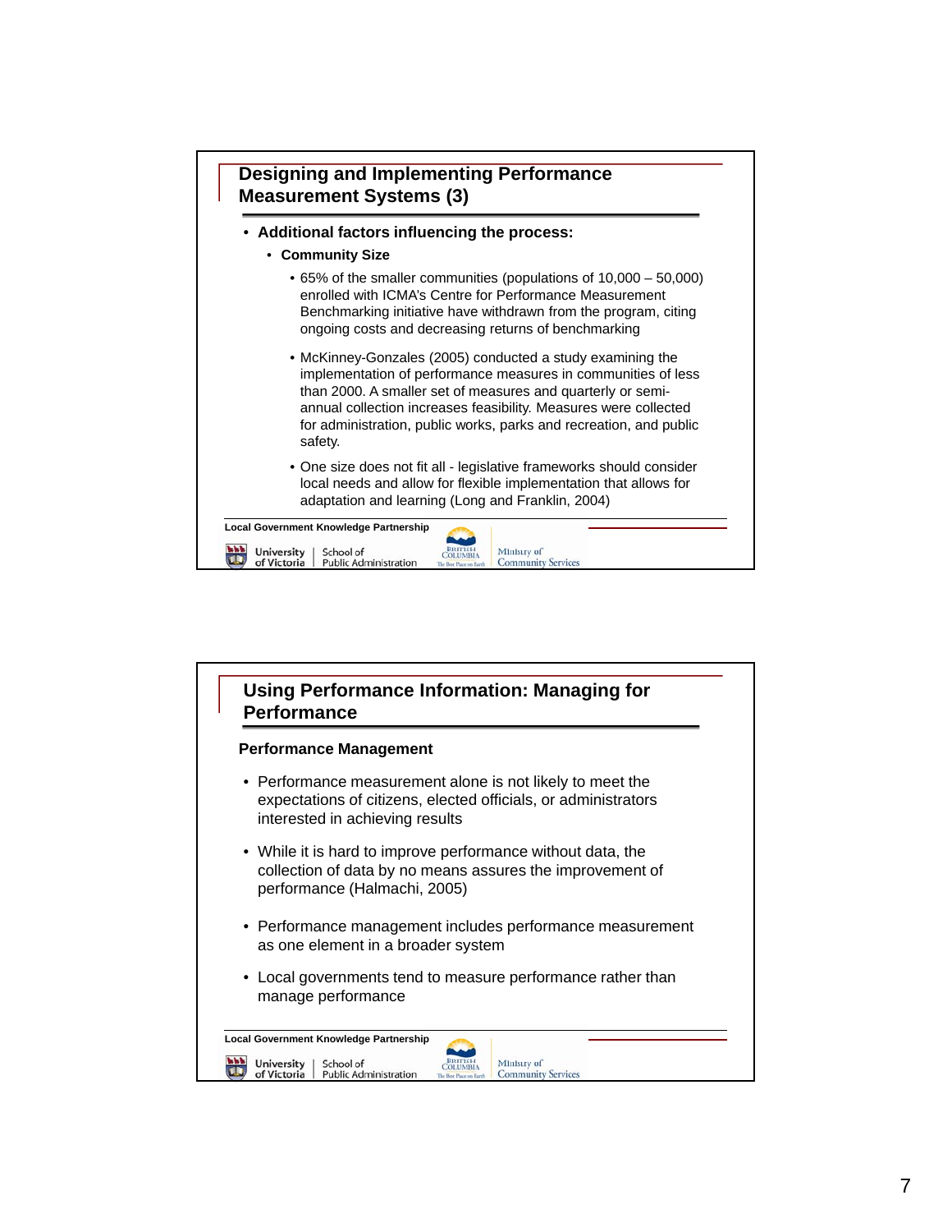## Designing and Implementing Performance Measurement Systems (3)

- **Additional factors influencing the process:**
  - **Community Size**
    - 65% of the smaller communities (populations of 10,000 – 50,000) enrolled with ICMA's Centre for Performance Measurement Benchmarking initiative have withdrawn from the program, citing ongoing costs and decreasing returns of benchmarking
    - McKinney-Gonzales (2005) conducted a study examining the implementation of performance measures in communities of less than 2000. A smaller set of measures and quarterly or semi-annual collection increases feasibility. Measures were collected for administration, public works, parks and recreation, and public safety.
    - One size does not fit all - legislative frameworks should consider local needs and allow for flexible implementation that allows for adaptation and learning (Long and Franklin, 2004)

Local Government Knowledge Partnership

University of Victoria | School of Public Administration — British Columbia — Ministry of Community Services

## Using Performance Information: Managing for Performance

**Performance Management**

- Performance measurement alone is not likely to meet the expectations of citizens, elected officials, or administrators interested in achieving results
- While it is hard to improve performance without data, the collection of data by no means assures the improvement of performance (Halmachi, 2005)
- Performance management includes performance measurement as one element in a broader system
- Local governments tend to measure performance rather than manage performance

Local Government Knowledge Partnership

University of Victoria | School of Public Administration — British Columbia — Ministry of Community Services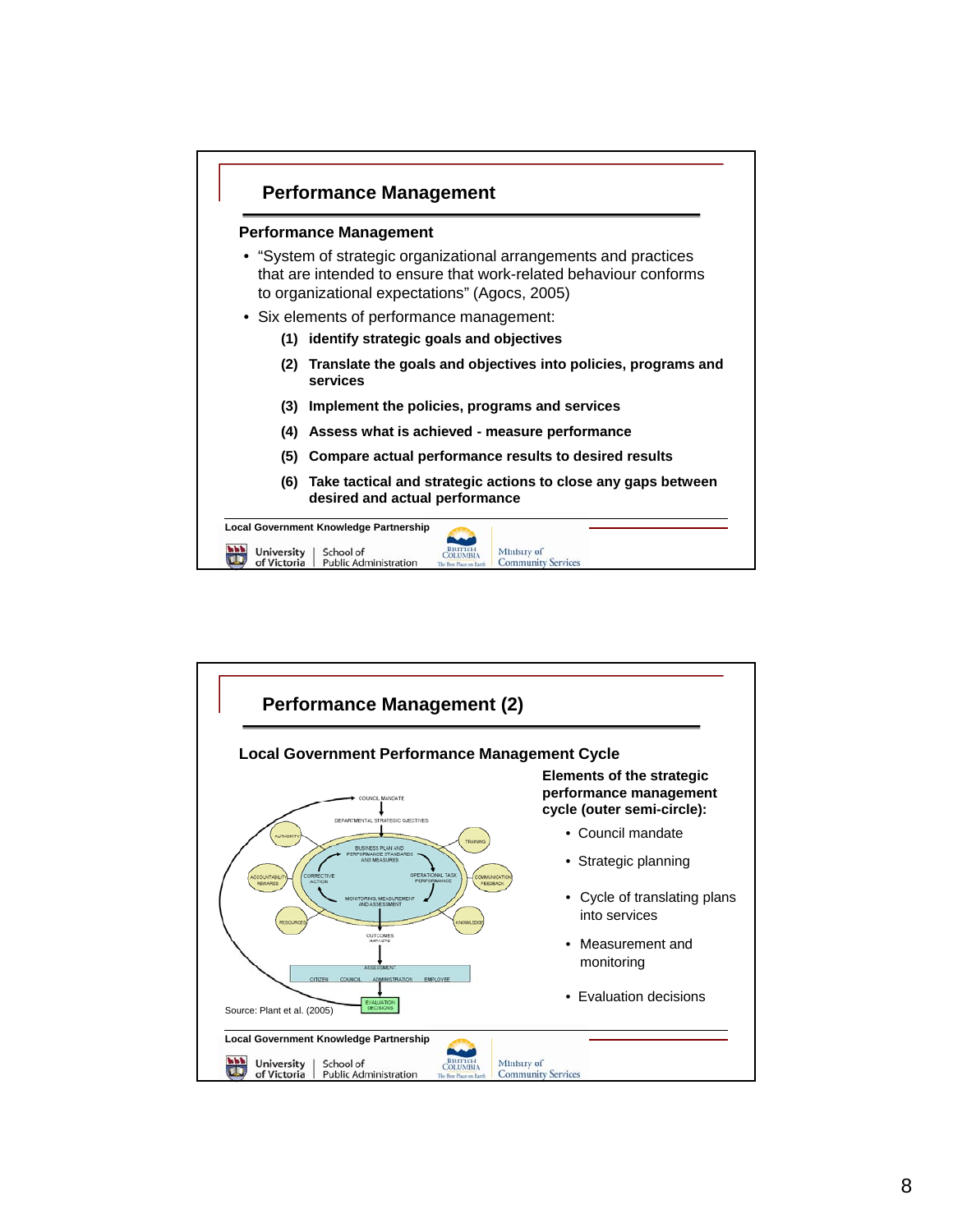## Performance Management

### Performance Management

- "System of strategic organizational arrangements and practices that are intended to ensure that work-related behaviour conforms to organizational expectations" (Agocs, 2005)
- Six elements of performance management:
  - **(1) identify strategic goals and objectives**
  - **(2) Translate the goals and objectives into policies, programs and services**
  - **(3) Implement the policies, programs and services**
  - **(4) Assess what is achieved - measure performance**
  - **(5) Compare actual performance results to desired results**
  - **(6) Take tactical and strategic actions to close any gaps between desired and actual performance**

Local Government Knowledge Partnership

University of Victoria | School of Public Administration — British Columbia — Ministry of Community Services

## Performance Management (2)

### Local Government Performance Management Cycle

COUNCIL MANDATE → DEPARTMENTAL STRATEGIC OBJECTIVES → BUSINESS PLAN AND PERFORMANCE STANDARDS AND MEASURES → OPERATIONAL TASK PERFORMANCE → MONITORING, MEASUREMENT AND ASSESSMENT → CORRECTIVE ACTION

AUTHORITY, TRAINING, ACCOUNTABILITY REWARDS, COMMUNICATION FEEDBACK, RESOURCES, KNOWLEDGE

OUTCOMES IMPACTS → ASSESSMENT (CITIZEN, COUNCIL, ADMINISTRATION, EMPLOYEE) → EVALUATION DECISIONS

Source: Plant et al. (2005)

**Elements of the strategic performance management cycle (outer semi-circle):**

- Council mandate
- Strategic planning
- Cycle of translating plans into services
- Measurement and monitoring
- Evaluation decisions

Local Government Knowledge Partnership

University of Victoria | School of Public Administration — British Columbia — Ministry of Community Services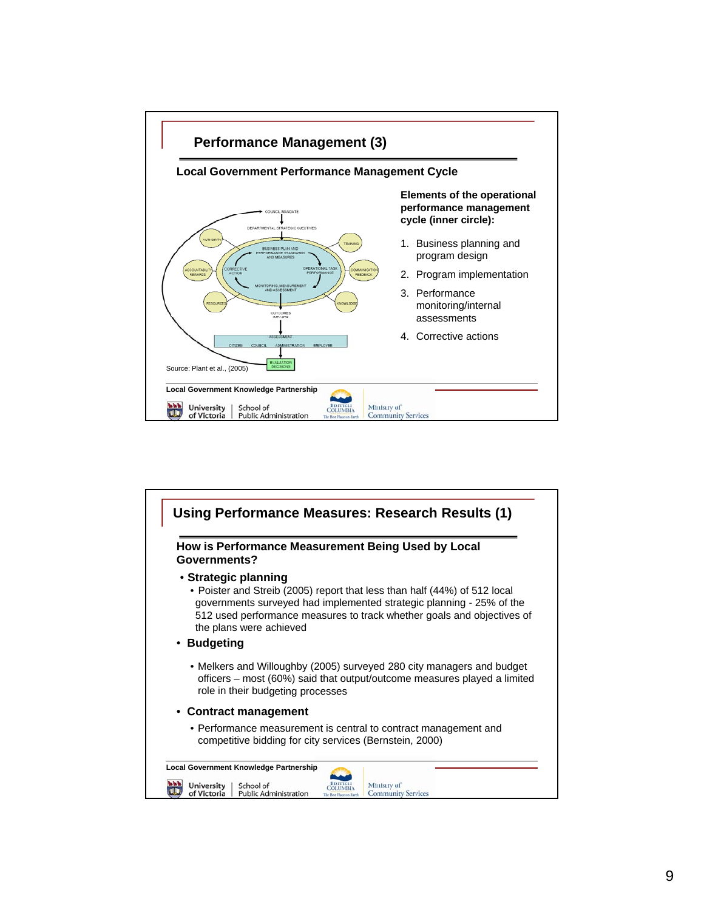## Performance Management (3)

### Local Government Performance Management Cycle

COUNCIL MANDATE

DEPARTMENTAL STRATEGIC OBJECTIVES

BUSINESS PLAN AND PERFORMANCE STANDARDS AND MEASURES

OPERATIONAL TASK PERFORMANCE

MONITORING, MEASUREMENT AND ASSESSMENT

CORRECTIVE ACTION

AUTHORITY

TRAINING

ACCOUNTABILITY REWARDS

COMMUNICATION FEEDBACK

RESOURCES

KNOWLEDGE

OUTCOMES IMPACTS

ASSESSMENT

CITIZEN COUNCIL ADMINISTRATION EMPLOYEE

EVALUATION DECISIONS

Source: Plant et al., (2005)

**Elements of the operational performance management cycle (inner circle):**

1. Business planning and program design
2. Program implementation
3. Performance monitoring/internal assessments
4. Corrective actions

Local Government Knowledge Partnership

University of Victoria | School of Public Administration — British Columbia, The Best Place on Earth — Ministry of Community Services

## Using Performance Measures: Research Results (1)

### How is Performance Measurement Being Used by Local Governments?

- **Strategic planning**
  - Poister and Streib (2005) report that less than half (44%) of 512 local governments surveyed had implemented strategic planning - 25% of the 512 used performance measures to track whether goals and objectives of the plans were achieved
- **Budgeting**
  - Melkers and Willoughby (2005) surveyed 280 city managers and budget officers – most (60%) said that output/outcome measures played a limited role in their budgeting processes
- **Contract management**
  - Performance measurement is central to contract management and competitive bidding for city services (Bernstein, 2000)

Local Government Knowledge Partnership

University of Victoria | School of Public Administration — British Columbia, The Best Place on Earth — Ministry of Community Services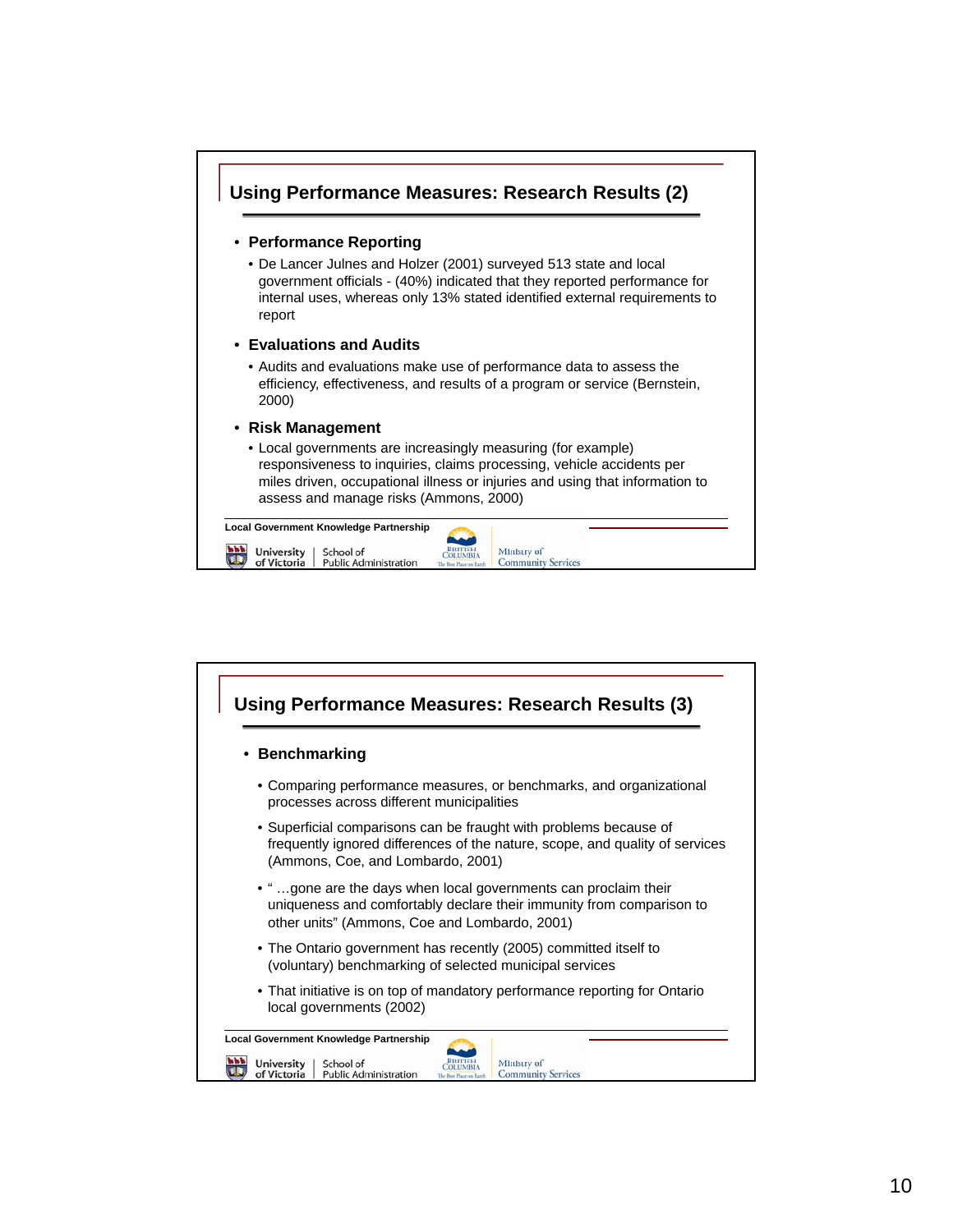## Using Performance Measures: Research Results (2)

- **Performance Reporting**
  - De Lancer Julnes and Holzer (2001) surveyed 513 state and local government officials - (40%) indicated that they reported performance for internal uses, whereas only 13% stated identified external requirements to report
- **Evaluations and Audits**
  - Audits and evaluations make use of performance data to assess the efficiency, effectiveness, and results of a program or service (Bernstein, 2000)
- **Risk Management**
  - Local governments are increasingly measuring (for example) responsiveness to inquiries, claims processing, vehicle accidents per miles driven, occupational illness or injuries and using that information to assess and manage risks (Ammons, 2000)

Local Government Knowledge Partnership

University of Victoria | School of Public Administration

British Columbia – Ministry of Community Services

## Using Performance Measures: Research Results (3)

- **Benchmarking**
  - Comparing performance measures, or benchmarks, and organizational processes across different municipalities
  - Superficial comparisons can be fraught with problems because of frequently ignored differences of the nature, scope, and quality of services (Ammons, Coe, and Lombardo, 2001)
  - " …gone are the days when local governments can proclaim their uniqueness and comfortably declare their immunity from comparison to other units" (Ammons, Coe and Lombardo, 2001)
  - The Ontario government has recently (2005) committed itself to (voluntary) benchmarking of selected municipal services
  - That initiative is on top of mandatory performance reporting for Ontario local governments (2002)

Local Government Knowledge Partnership

University of Victoria | School of Public Administration

British Columbia – Ministry of Community Services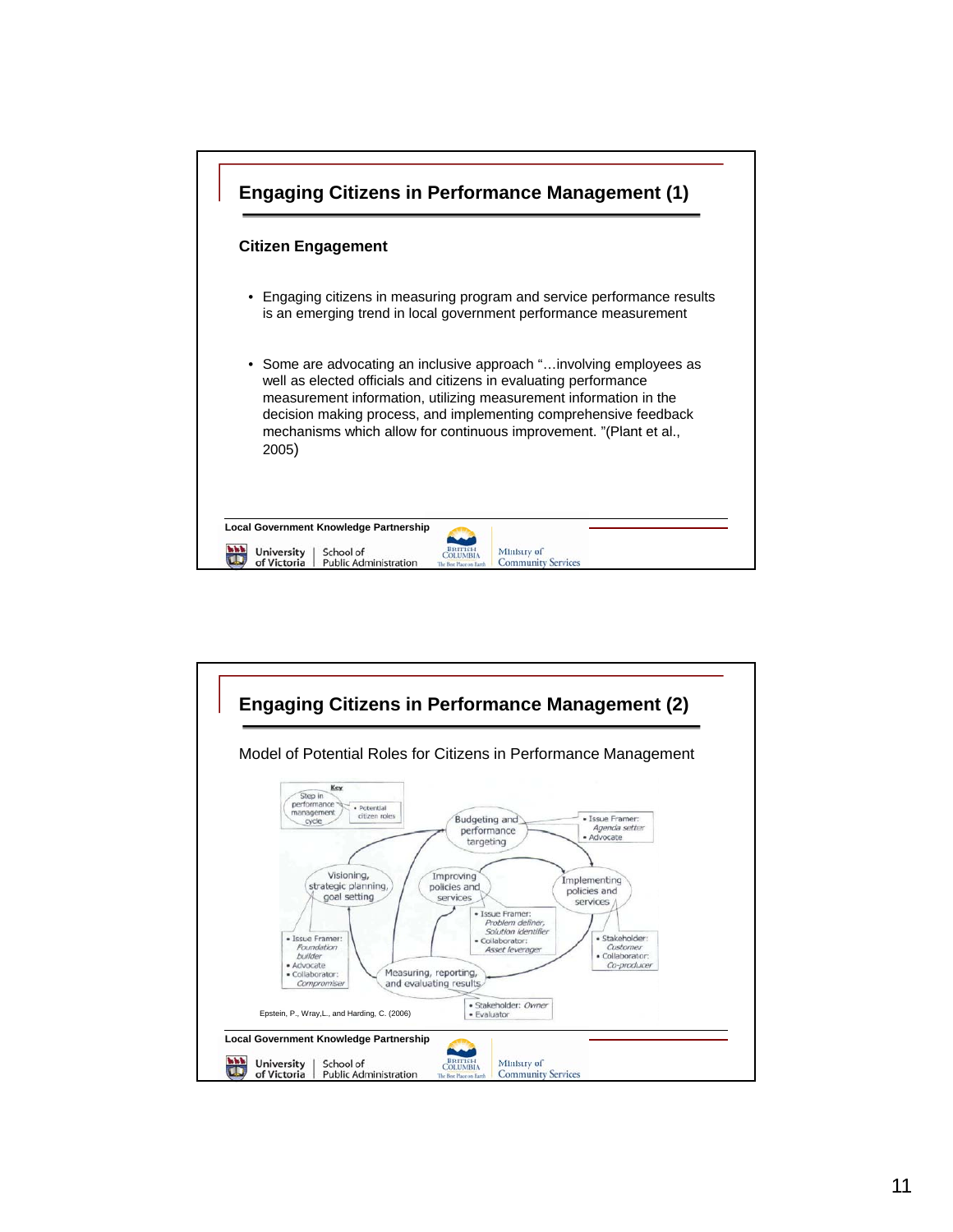## Engaging Citizens in Performance Management (1)

### Citizen Engagement

- Engaging citizens in measuring program and service performance results is an emerging trend in local government performance measurement
- Some are advocating an inclusive approach "…involving employees as well as elected officials and citizens in evaluating performance measurement information, utilizing measurement information in the decision making process, and implementing comprehensive feedback mechanisms which allow for continuous improvement. "(Plant et al., 2005)

## Engaging Citizens in Performance Management (2)

Model of Potential Roles for Citizens in Performance Management

Key: Step in performance management cycle — Potential citizen roles

- Budgeting and performance targeting
  - Issue Framer: *Agenda setter*
  - Advocate
- Visioning, strategic planning, goal setting
  - Issue Framer: *Foundation builder*
  - Advocate
  - Collaborator: *Compromiser*
- Improving policies and services
  - Issue Framer: *Problem definer, Solution identifier*
  - Collaborator: *Asset leverager*
- Implementing policies and services
  - Stakeholder: *Customer*
  - Collaborator: *Co-producer*
- Measuring, reporting, and evaluating results
  - Stakeholder: *Owner*
  - Evaluator

Epstein, P., Wray,L., and Harding, C. (2006)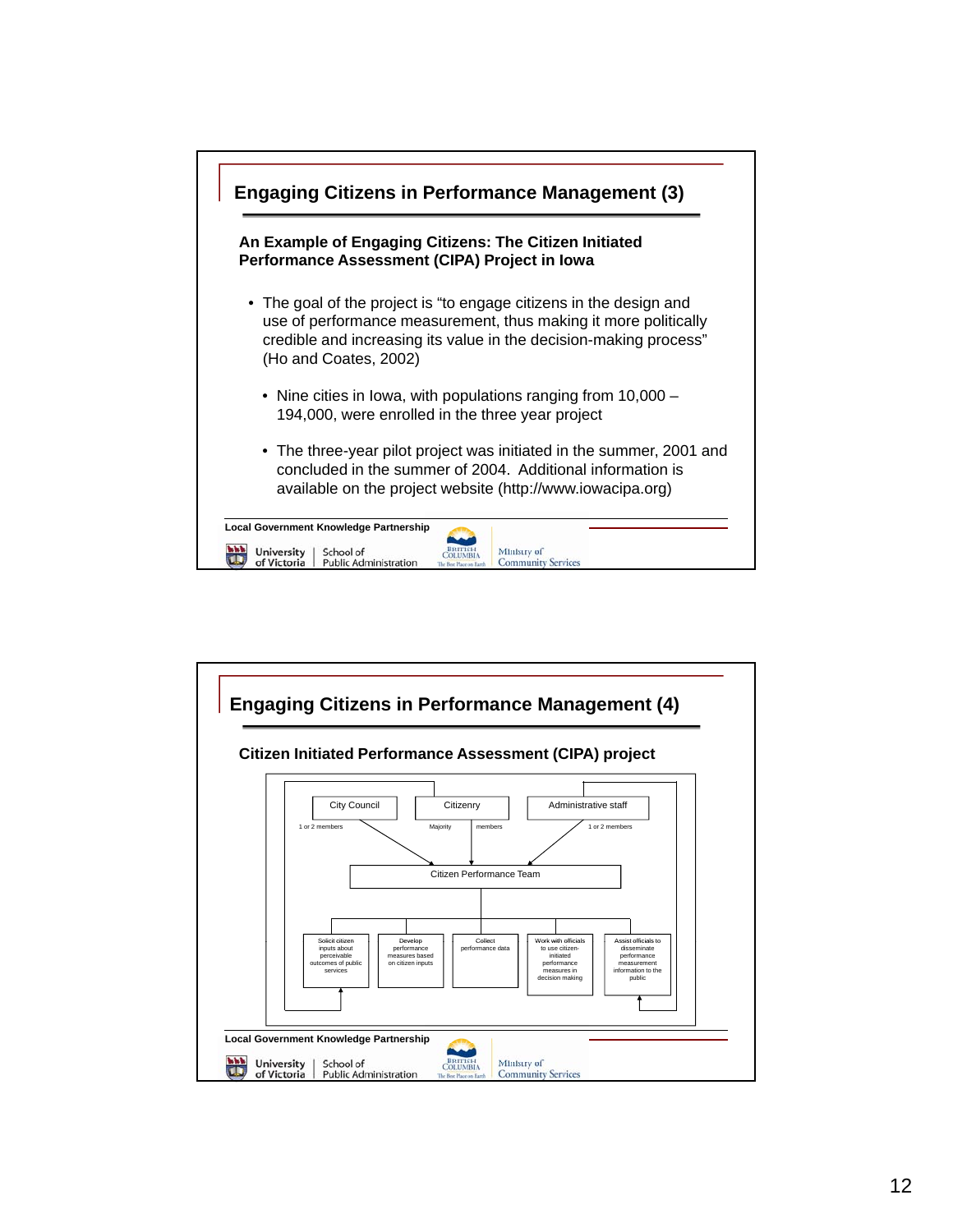## Engaging Citizens in Performance Management (3)

**An Example of Engaging Citizens: The Citizen Initiated Performance Assessment (CIPA) Project in Iowa**

- The goal of the project is "to engage citizens in the design and use of performance measurement, thus making it more politically credible and increasing its value in the decision-making process" (Ho and Coates, 2002)
  - Nine cities in Iowa, with populations ranging from 10,000 – 194,000, were enrolled in the three year project
  - The three-year pilot project was initiated in the summer, 2001 and concluded in the summer of 2004. Additional information is available on the project website (http://www.iowacipa.org)

Local Government Knowledge Partnership

## Engaging Citizens in Performance Management (4)

**Citizen Initiated Performance Assessment (CIPA) project**

City Council — 1 or 2 members → Citizen Performance Team

Citizenry — Majority members → Citizen Performance Team

Administrative staff — 1 or 2 members → Citizen Performance Team

Citizen Performance Team:

- Solicit citizen inputs about perceivable outcomes of public services
- Develop performance measures based on citizen inputs
- Collect performance data
- Work with officials to use citizen-initiated performance measures in decision making
- Assist officials to disseminate performance measurement information to the public

Local Government Knowledge Partnership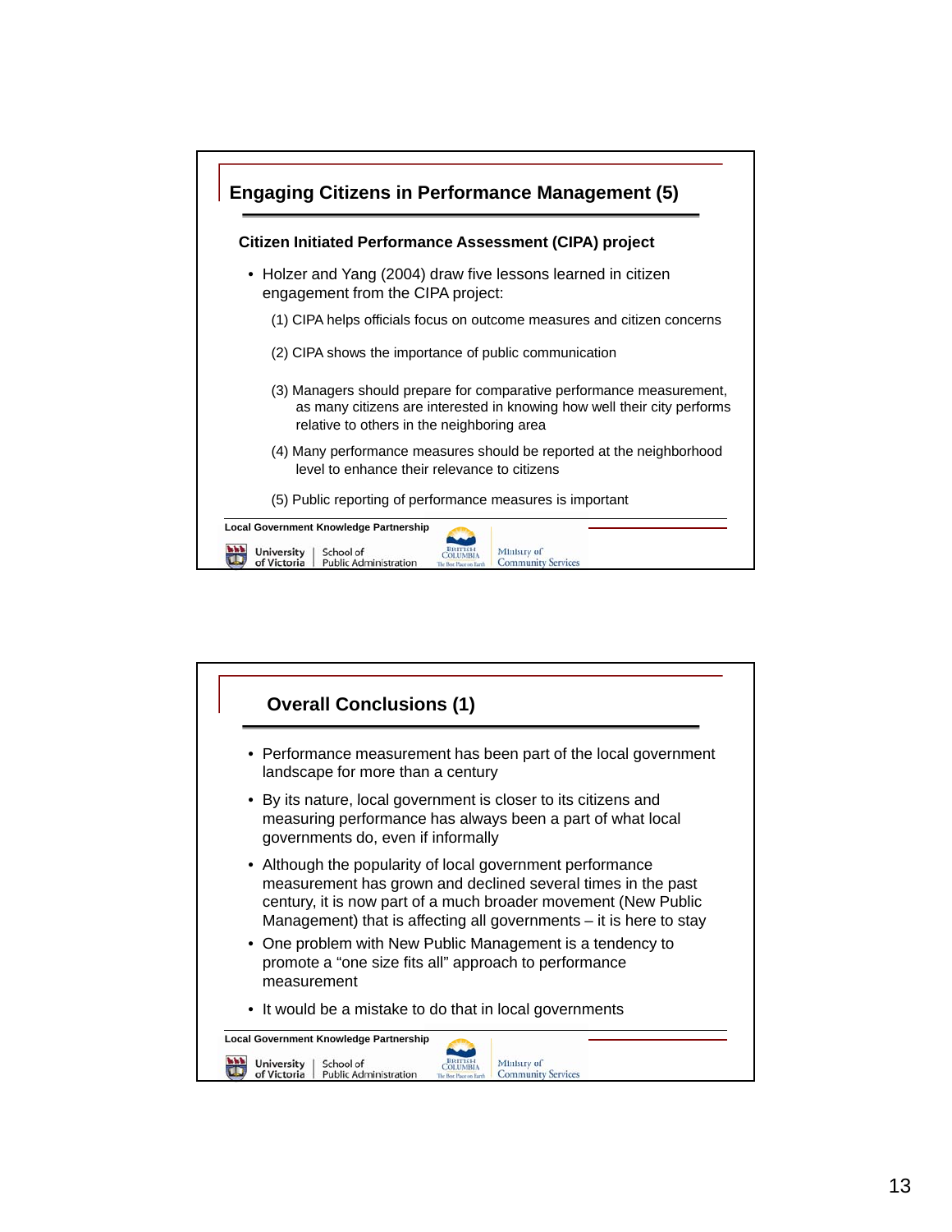## Engaging Citizens in Performance Management (5)

**Citizen Initiated Performance Assessment (CIPA) project**

- Holzer and Yang (2004) draw five lessons learned in citizen engagement from the CIPA project:
  - (1) CIPA helps officials focus on outcome measures and citizen concerns
  - (2) CIPA shows the importance of public communication
  - (3) Managers should prepare for comparative performance measurement, as many citizens are interested in knowing how well their city performs relative to others in the neighboring area
  - (4) Many performance measures should be reported at the neighborhood level to enhance their relevance to citizens
  - (5) Public reporting of performance measures is important

Local Government Knowledge Partnership

University of Victoria | School of Public Administration — British Columbia, The Best Place on Earth — Ministry of Community Services

## Overall Conclusions (1)

- Performance measurement has been part of the local government landscape for more than a century
- By its nature, local government is closer to its citizens and measuring performance has always been a part of what local governments do, even if informally
- Although the popularity of local government performance measurement has grown and declined several times in the past century, it is now part of a much broader movement (New Public Management) that is affecting all governments – it is here to stay
- One problem with New Public Management is a tendency to promote a "one size fits all" approach to performance measurement
- It would be a mistake to do that in local governments

Local Government Knowledge Partnership

University of Victoria | School of Public Administration — British Columbia, The Best Place on Earth — Ministry of Community Services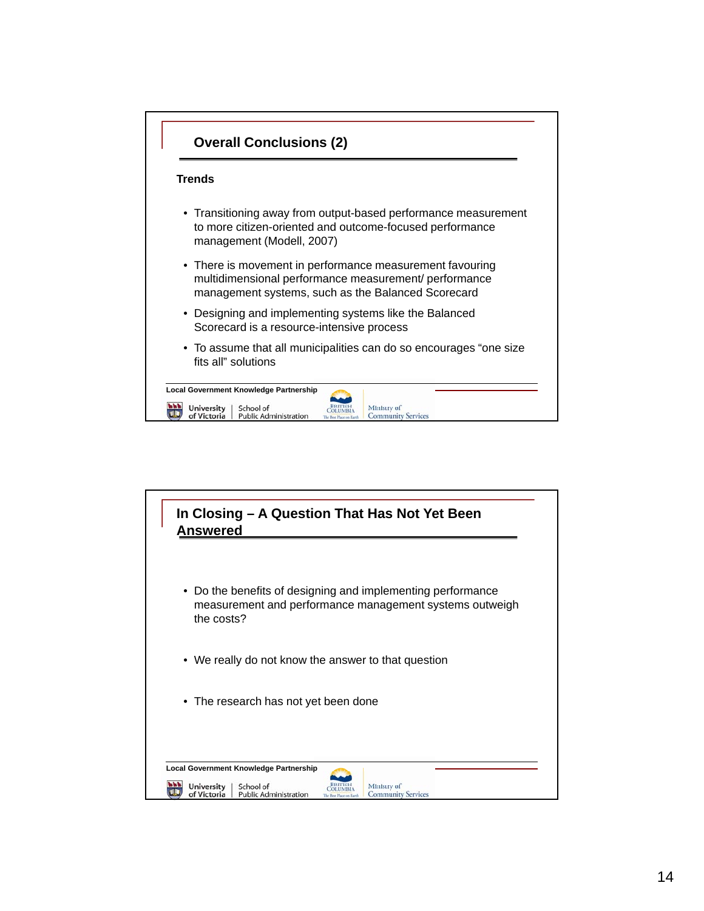## Overall Conclusions (2)

**Trends**

- Transitioning away from output-based performance measurement to more citizen-oriented and outcome-focused performance management (Modell, 2007)
- There is movement in performance measurement favouring multidimensional performance measurement/ performance management systems, such as the Balanced Scorecard
- Designing and implementing systems like the Balanced Scorecard is a resource-intensive process
- To assume that all municipalities can do so encourages "one size fits all" solutions

Local Government Knowledge Partnership

University of Victoria | School of Public Administration — British Columbia — Ministry of Community Services

## In Closing – A Question That Has Not Yet Been Answered

- Do the benefits of designing and implementing performance measurement and performance management systems outweigh the costs?
- We really do not know the answer to that question
- The research has not yet been done

Local Government Knowledge Partnership

University of Victoria | School of Public Administration — British Columbia — Ministry of Community Services